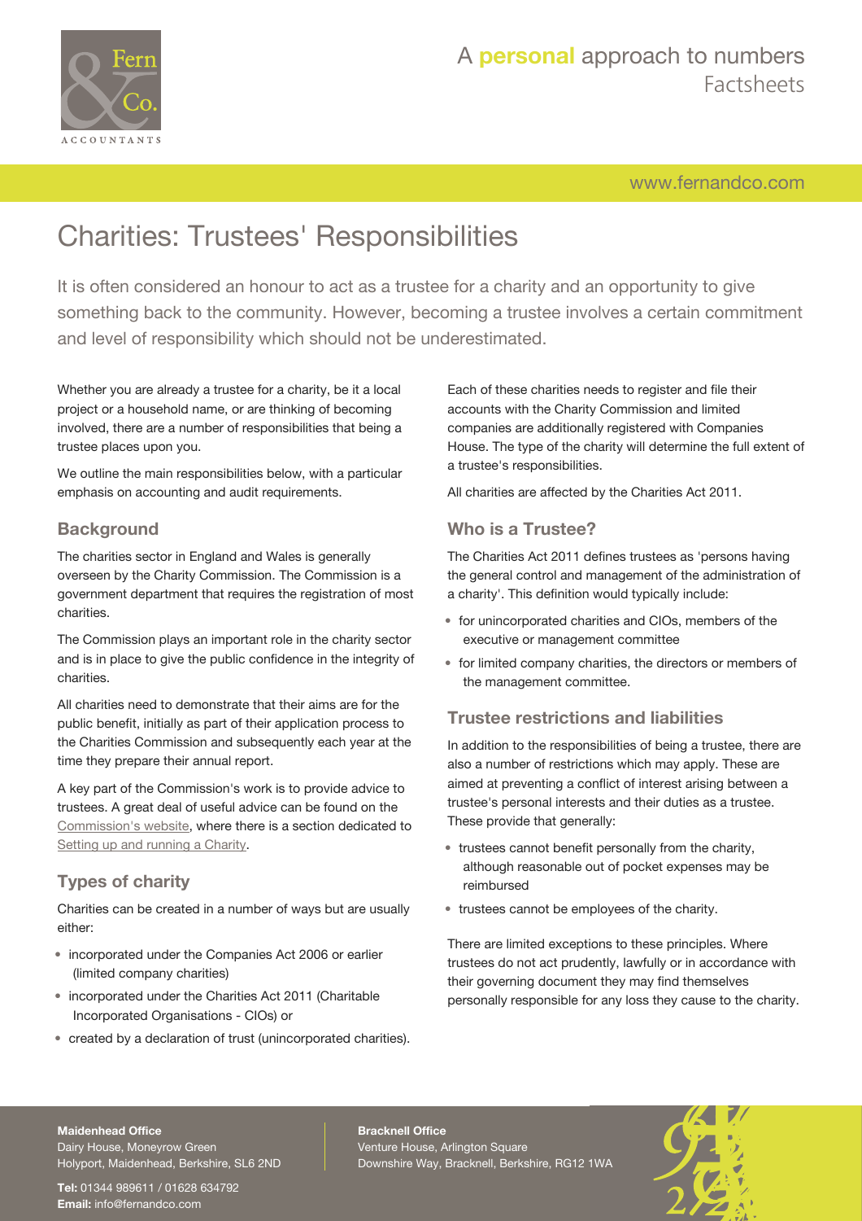# Charities: Trustees' Responsibilities

It is often considered an honour to act as a trustee for a charity and an opportunity to give something back to the community. However, becoming a trustee involves a certain commitment and level of responsibility which should not be underestimated.

Whether you are already a trustee for a charity, be it a local project or a household name, or are thinking of becoming involved, there are a number of responsibilities that being a trustee places upon you.

We outline the main responsibilities below, with a particular emphasis on accounting and audit requirements.

## Background

The charities sector in England and Wales is generally overseen by the Charity Commission. The Commission is a government department that requires the registration of most charities.

The Commission plays an important role in the charity sector and is in place to give the public confidence in the integrity of charities.

All charities need to demonstrate that their aims are for the public benefit, initially as part of their application process to the Charities Commission and subsequently each year at the time they prepare their annual report.

A key part of the Commission's work is to provide advice to trustees. A great deal of useful advice can be found on the Commission's website, where there is a section dedicated to Setting up and running a Charity.

## Types of charity

Charities can be created in a number of ways but are usually either:

- incorporated under the Companies Act 2006 or earlier (limited company charities)
- incorporated under the Charities Act 2011 (Charitable Incorporated Organisations - CIOs) or
- created by a declaration of trust (unincorporated charities).

Each of these charities needs to register and file their accounts with the Charity Commission and limited companies are additionally registered with Companies House. The type of the charity will determine the full extent of a trustee's responsibilities.

All charities are affected by the Charities Act 2011.

## Who is a Trustee?

The Charities Act 2011 defines trustees as 'persons having the general control and management of the administration of a charity'. This definition would typically include:

- for unincorporated charities and CIOs, members of the executive or management committee
- for limited company charities, the directors or members of the management committee.

## Trustee restrictions and liabilities

In addition to the responsibilities of being a trustee, there are also a number of restrictions which may apply. These are aimed at preventing a conflict of interest arising between a trustee's personal interests and their duties as a trustee. These provide that generally:

- trustees cannot benefit personally from the charity, although reasonable out of pocket expenses may be reimbursed
- trustees cannot be employees of the charity.

There are limited exceptions to these principles. Where trustees do not act prudently, lawfully or in accordance with their governing document they may find themselves personally responsible for any loss they cause to the charity.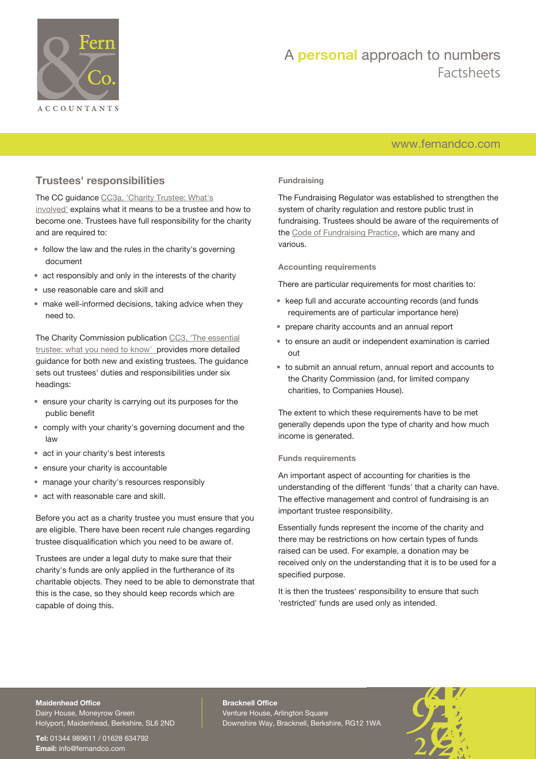## Trustees' responsibilities

The CC guidance CC3a, 'Charity Trustee: What's involved' explains what it means to be a trustee and how to become one. Trustees have full responsibility for the charity and are required to:

- follow the law and the rules in the charity's governing document
- act responsibly and only in the interests of the charity
- use reasonable care and skill and
- make well-informed decisions, taking advice when they need to.

The Charity Commission publication CC3, 'The essential trustee: what you need to know' provides more detailed guidance for both new and existing trustees. The guidance sets out trustees' duties and responsibilities under six headings:

- ensure your charity is carrying out its purposes for the public benefit
- comply with your charity's governing document and the law
- act in your charity's best interests
- ensure your charity is accountable
- manage your charity's resources responsibly
- act with reasonable care and skill.

Before you act as a charity trustee you must ensure that you are eligible. There have been recent rule changes regarding trustee disqualification which you need to be aware of.

Trustees are under a legal duty to make sure that their charity's funds are only applied in the furtherance of its charitable objects. They need to be able to demonstrate that this is the case, so they should keep records which are capable of doing this.

### Fundraising

The Fundraising Regulator was established to strengthen the system of charity regulation and restore public trust in fundraising. Trustees should be aware of the requirements of the Code of Fundraising Practice, which are many and various.

### Accounting requirements

There are particular requirements for most charities to:

- keep full and accurate accounting records (and funds requirements are of particular importance here)
- prepare charity accounts and an annual report
- to ensure an audit or independent examination is carried out
- to submit an annual return, annual report and accounts to the Charity Commission (and, for limited company charities, to Companies House).

The extent to which these requirements have to be met generally depends upon the type of charity and how much income is generated.

### Funds requirements

An important aspect of accounting for charities is the understanding of the different 'funds' that a charity can have. The effective management and control of fundraising is an important trustee responsibility.

Essentially funds represent the income of the charity and there may be restrictions on how certain types of funds raised can be used. For example, a donation may be received only on the understanding that it is to be used for a specified purpose.

It is then the trustees' responsibility to ensure that such 'restricted' funds are used only as intended.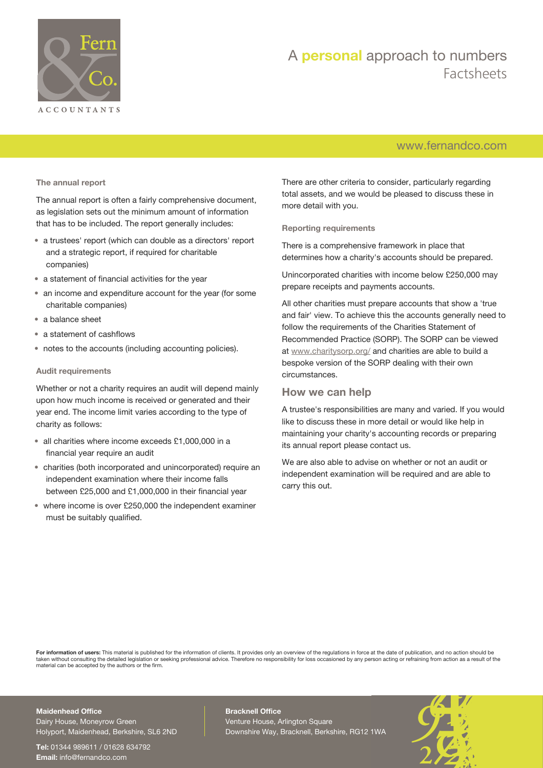### The annual report

The annual report is often a fairly comprehensive document, as legislation sets out the minimum amount of information that has to be included. The report generally includes:

- a trustees' report (which can double as a directors' report and a strategic report, if required for charitable companies)
- a statement of financial activities for the year
- an income and expenditure account for the year (for some charitable companies)
- a balance sheet
- a statement of cashflows
- notes to the accounts (including accounting policies).

### Audit requirements

Whether or not a charity requires an audit will depend mainly upon how much income is received or generated and their year end. The income limit varies according to the type of charity as follows:

- all charities where income exceeds £1,000,000 in a financial year require an audit
- charities (both incorporated and unincorporated) require an independent examination where their income falls between £25,000 and £1,000,000 in their financial year
- where income is over £250,000 the independent examiner must be suitably qualified.

There are other criteria to consider, particularly regarding total assets, and we would be pleased to discuss these in more detail with you.

### Reporting requirements

There is a comprehensive framework in place that determines how a charity's accounts should be prepared.

Unincorporated charities with income below £250,000 may prepare receipts and payments accounts.

All other charities must prepare accounts that show a 'true and fair' view. To achieve this the accounts generally need to follow the requirements of the Charities Statement of Recommended Practice (SORP). The SORP can be viewed at www.charitysorp.org/ and charities are able to build a bespoke version of the SORP dealing with their own circumstances.

## How we can help

A trustee's responsibilities are many and varied. If you would like to discuss these in more detail or would like help in maintaining your charity's accounting records or preparing its annual report please contact us.

We are also able to advise on whether or not an audit or independent examination will be required and are able to carry this out.

**For information of users:** This material is published for the information of clients. It provides only an overview of the regulations in force at the date of publication, and no action should be taken without consulting the detailed legislation or seeking professional advice. Therefore no responsibility for loss occasioned by any person acting or refraining from action as a result of the material can be accepted by the authors or the firm.